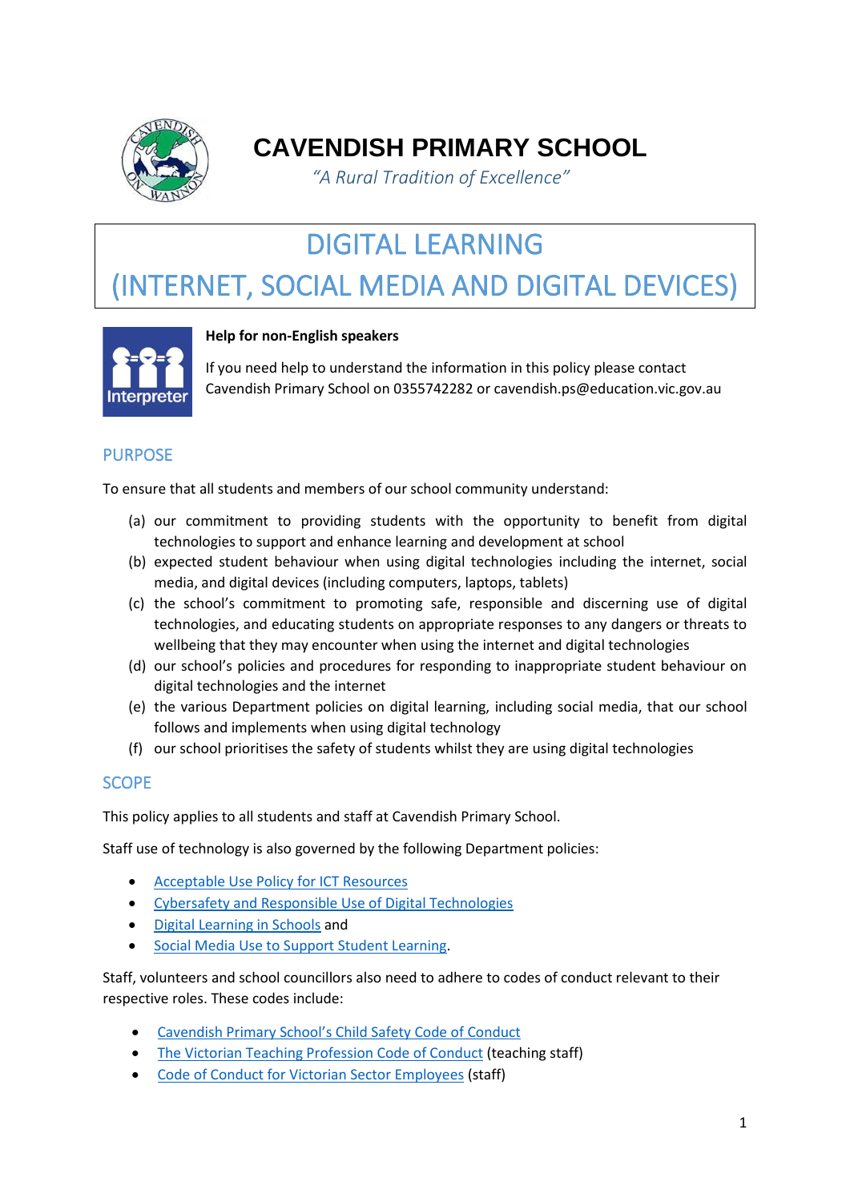# CAVENDISH PRIMARY SCHOOL

*"A Rural Tradition of Excellence"*

# DIGITAL LEARNING (INTERNET, SOCIAL MEDIA AND DIGITAL DEVICES)

**Help for non-English speakers**

If you need help to understand the information in this policy please contact Cavendish Primary School on 0355742282 or cavendish.ps@education.vic.gov.au

## PURPOSE

To ensure that all students and members of our school community understand:

(a) our commitment to providing students with the opportunity to benefit from digital technologies to support and enhance learning and development at school

(b) expected student behaviour when using digital technologies including the internet, social media, and digital devices (including computers, laptops, tablets)

(c) the school's commitment to promoting safe, responsible and discerning use of digital technologies, and educating students on appropriate responses to any dangers or threats to wellbeing that they may encounter when using the internet and digital technologies

(d) our school's policies and procedures for responding to inappropriate student behaviour on digital technologies and the internet

(e) the various Department policies on digital learning, including social media, that our school follows and implements when using digital technology

(f) our school prioritises the safety of students whilst they are using digital technologies

## SCOPE

This policy applies to all students and staff at Cavendish Primary School.

Staff use of technology is also governed by the following Department policies:

- Acceptable Use Policy for ICT Resources
- Cybersafety and Responsible Use of Digital Technologies
- Digital Learning in Schools and
- Social Media Use to Support Student Learning.

Staff, volunteers and school councillors also need to adhere to codes of conduct relevant to their respective roles. These codes include:

- Cavendish Primary School's Child Safety Code of Conduct
- The Victorian Teaching Profession Code of Conduct (teaching staff)
- Code of Conduct for Victorian Sector Employees (staff)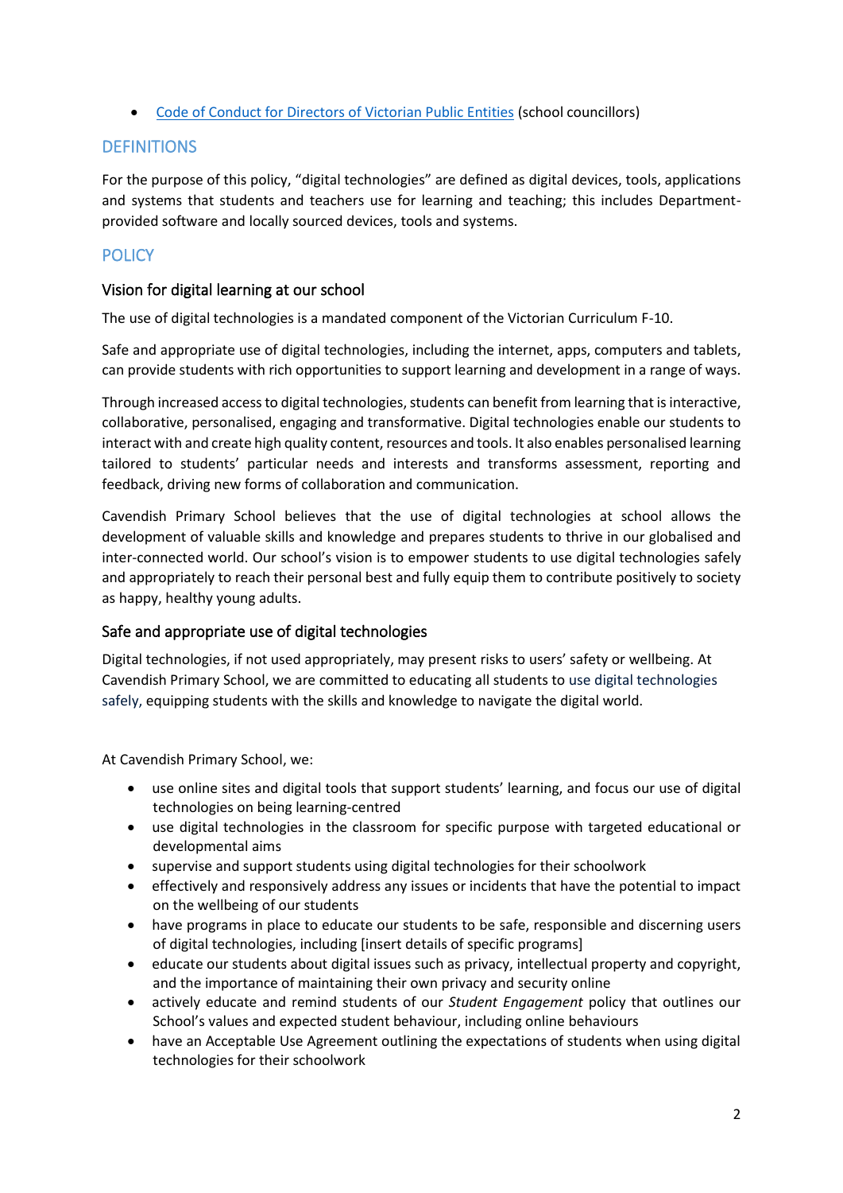- [Code of Conduct for Directors of Victorian Public Entities](#) (school councillors)

## DEFINITIONS

For the purpose of this policy, "digital technologies" are defined as digital devices, tools, applications and systems that students and teachers use for learning and teaching; this includes Department-provided software and locally sourced devices, tools and systems.

## POLICY

### Vision for digital learning at our school

The use of digital technologies is a mandated component of the Victorian Curriculum F-10.

Safe and appropriate use of digital technologies, including the internet, apps, computers and tablets, can provide students with rich opportunities to support learning and development in a range of ways.

Through increased access to digital technologies, students can benefit from learning that is interactive, collaborative, personalised, engaging and transformative. Digital technologies enable our students to interact with and create high quality content, resources and tools. It also enables personalised learning tailored to students' particular needs and interests and transforms assessment, reporting and feedback, driving new forms of collaboration and communication.

Cavendish Primary School believes that the use of digital technologies at school allows the development of valuable skills and knowledge and prepares students to thrive in our globalised and inter-connected world. Our school's vision is to empower students to use digital technologies safely and appropriately to reach their personal best and fully equip them to contribute positively to society as happy, healthy young adults.

### Safe and appropriate use of digital technologies

Digital technologies, if not used appropriately, may present risks to users' safety or wellbeing. At Cavendish Primary School, we are committed to educating all students to use digital technologies safely, equipping students with the skills and knowledge to navigate the digital world.

At Cavendish Primary School, we:

- use online sites and digital tools that support students' learning, and focus our use of digital technologies on being learning-centred
- use digital technologies in the classroom for specific purpose with targeted educational or developmental aims
- supervise and support students using digital technologies for their schoolwork
- effectively and responsively address any issues or incidents that have the potential to impact on the wellbeing of our students
- have programs in place to educate our students to be safe, responsible and discerning users of digital technologies, including [insert details of specific programs]
- educate our students about digital issues such as privacy, intellectual property and copyright, and the importance of maintaining their own privacy and security online
- actively educate and remind students of our *Student Engagement* policy that outlines our School's values and expected student behaviour, including online behaviours
- have an Acceptable Use Agreement outlining the expectations of students when using digital technologies for their schoolwork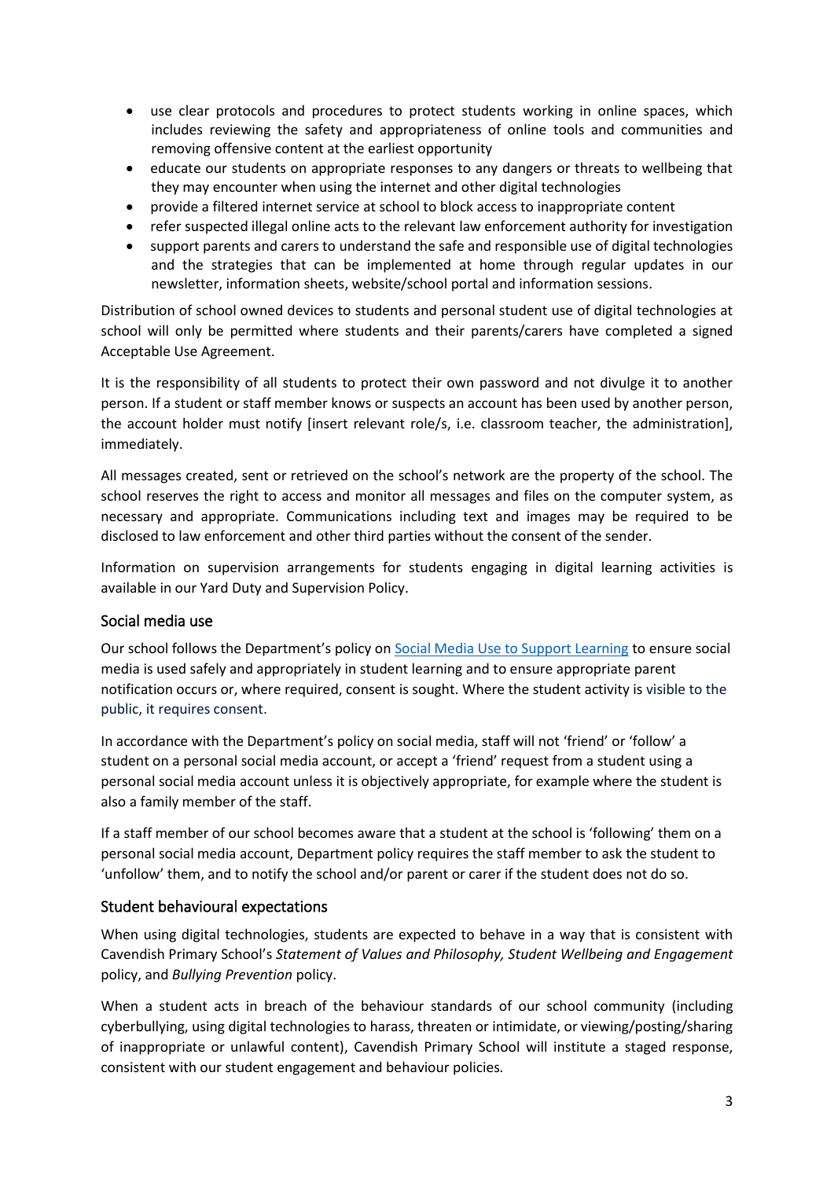- use clear protocols and procedures to protect students working in online spaces, which includes reviewing the safety and appropriateness of online tools and communities and removing offensive content at the earliest opportunity
- educate our students on appropriate responses to any dangers or threats to wellbeing that they may encounter when using the internet and other digital technologies
- provide a filtered internet service at school to block access to inappropriate content
- refer suspected illegal online acts to the relevant law enforcement authority for investigation
- support parents and carers to understand the safe and responsible use of digital technologies and the strategies that can be implemented at home through regular updates in our newsletter, information sheets, website/school portal and information sessions.

Distribution of school owned devices to students and personal student use of digital technologies at school will only be permitted where students and their parents/carers have completed a signed Acceptable Use Agreement.

It is the responsibility of all students to protect their own password and not divulge it to another person. If a student or staff member knows or suspects an account has been used by another person, the account holder must notify [insert relevant role/s, i.e. classroom teacher, the administration], immediately.

All messages created, sent or retrieved on the school's network are the property of the school. The school reserves the right to access and monitor all messages and files on the computer system, as necessary and appropriate. Communications including text and images may be required to be disclosed to law enforcement and other third parties without the consent of the sender.

Information on supervision arrangements for students engaging in digital learning activities is available in our Yard Duty and Supervision Policy.

## Social media use

Our school follows the Department's policy on [Social Media Use to Support Learning](Social Media Use to Support Learning) to ensure social media is used safely and appropriately in student learning and to ensure appropriate parent notification occurs or, where required, consent is sought. Where the student activity is visible to the public, it requires consent.

In accordance with the Department's policy on social media, staff will not 'friend' or 'follow' a student on a personal social media account, or accept a 'friend' request from a student using a personal social media account unless it is objectively appropriate, for example where the student is also a family member of the staff.

If a staff member of our school becomes aware that a student at the school is 'following' them on a personal social media account, Department policy requires the staff member to ask the student to 'unfollow' them, and to notify the school and/or parent or carer if the student does not do so.

## Student behavioural expectations

When using digital technologies, students are expected to behave in a way that is consistent with Cavendish Primary School's *Statement of Values and Philosophy, Student Wellbeing and Engagement* policy, and *Bullying Prevention* policy.

When a student acts in breach of the behaviour standards of our school community (including cyberbullying, using digital technologies to harass, threaten or intimidate, or viewing/posting/sharing of inappropriate or unlawful content), Cavendish Primary School will institute a staged response, consistent with our student engagement and behaviour policies*.*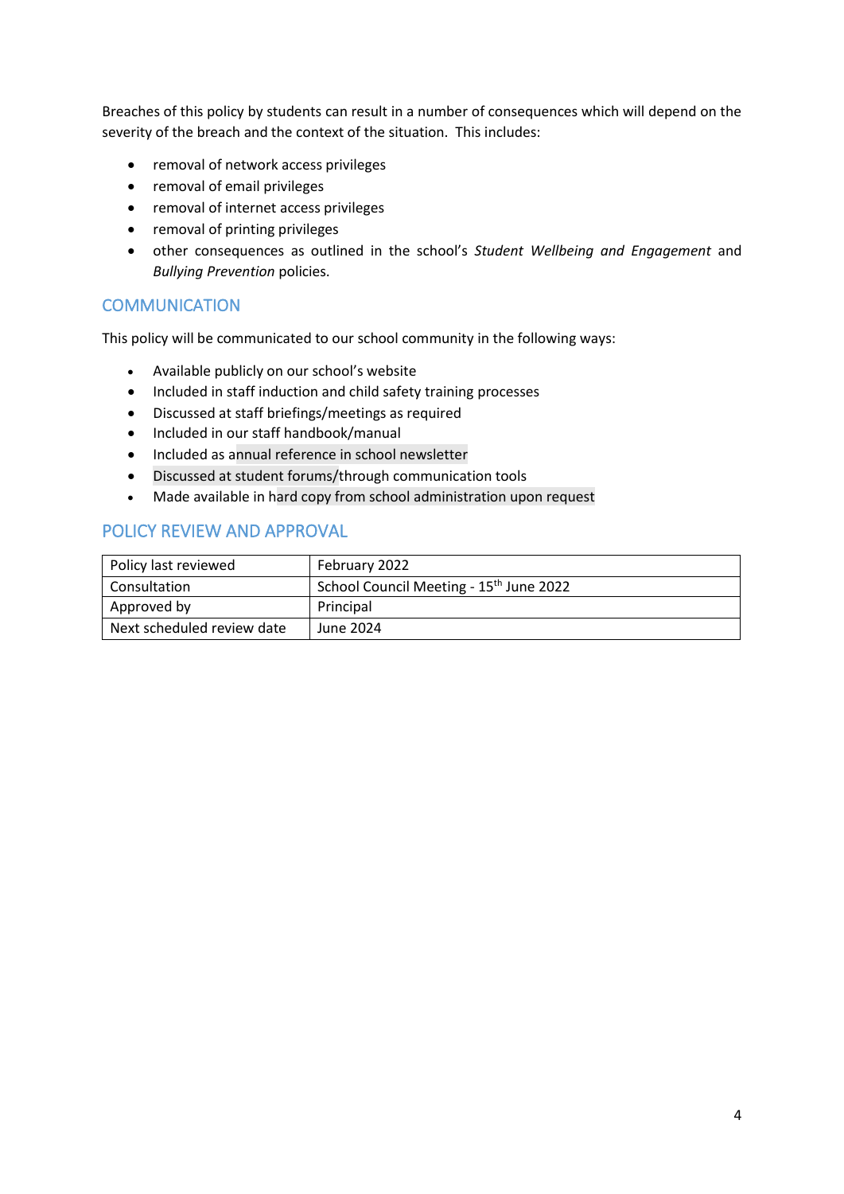Breaches of this policy by students can result in a number of consequences which will depend on the severity of the breach and the context of the situation. This includes:

- removal of network access privileges
- removal of email privileges
- removal of internet access privileges
- removal of printing privileges
- other consequences as outlined in the school's *Student Wellbeing and Engagement* and *Bullying Prevention* policies.

## COMMUNICATION

This policy will be communicated to our school community in the following ways:

- Available publicly on our school's website
- Included in staff induction and child safety training processes
- Discussed at staff briefings/meetings as required
- Included in our staff handbook/manual
- Included as annual reference in school newsletter
- Discussed at student forums/through communication tools
- Made available in hard copy from school administration upon request

## POLICY REVIEW AND APPROVAL

| Policy last reviewed | February 2022 |
|---|---|
| Consultation | School Council Meeting - 15th June 2022 |
| Approved by | Principal |
| Next scheduled review date | June 2024 |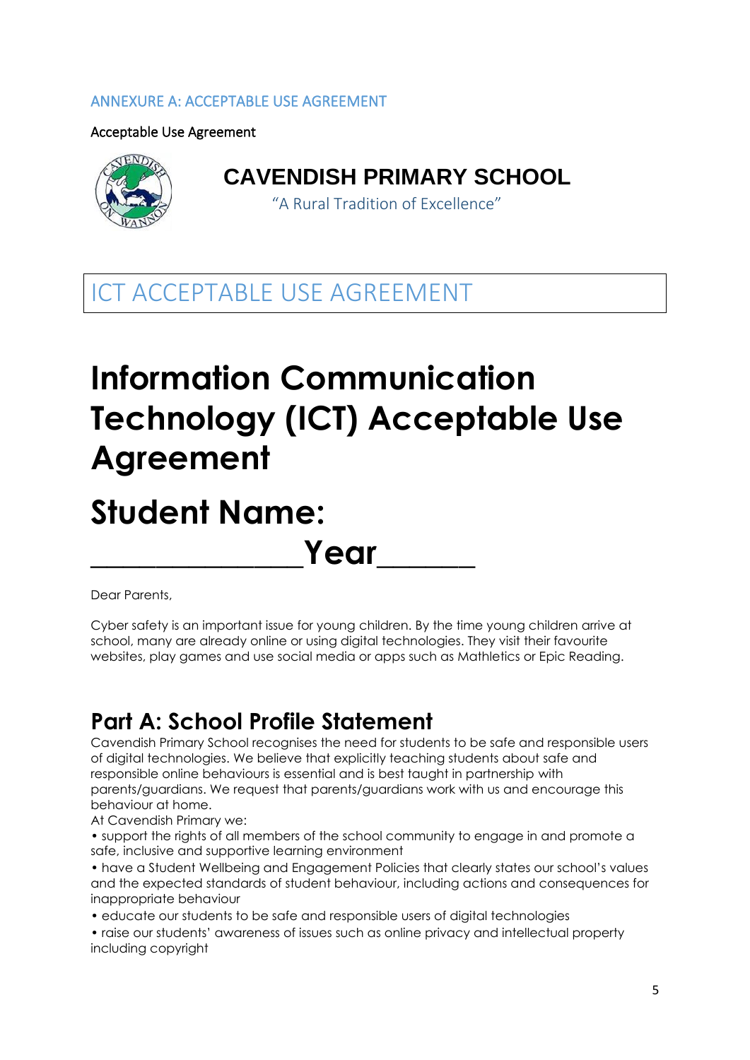## ANNEXURE A: ACCEPTABLE USE AGREEMENT

Acceptable Use Agreement

**CAVENDISH PRIMARY SCHOOL**

"A Rural Tradition of Excellence"

# ICT ACCEPTABLE USE AGREEMENT

# Information Communication Technology (ICT) Acceptable Use Agreement

# Student Name: _______________Year_______

Dear Parents,

Cyber safety is an important issue for young children. By the time young children arrive at school, many are already online or using digital technologies. They visit their favourite websites, play games and use social media or apps such as Mathletics or Epic Reading.

## Part A: School Profile Statement

Cavendish Primary School recognises the need for students to be safe and responsible users of digital technologies. We believe that explicitly teaching students about safe and responsible online behaviours is essential and is best taught in partnership with parents/guardians. We request that parents/guardians work with us and encourage this behaviour at home.

At Cavendish Primary we:

- support the rights of all members of the school community to engage in and promote a safe, inclusive and supportive learning environment
- have a Student Wellbeing and Engagement Policies that clearly states our school's values and the expected standards of student behaviour, including actions and consequences for inappropriate behaviour
- educate our students to be safe and responsible users of digital technologies
- raise our students' awareness of issues such as online privacy and intellectual property including copyright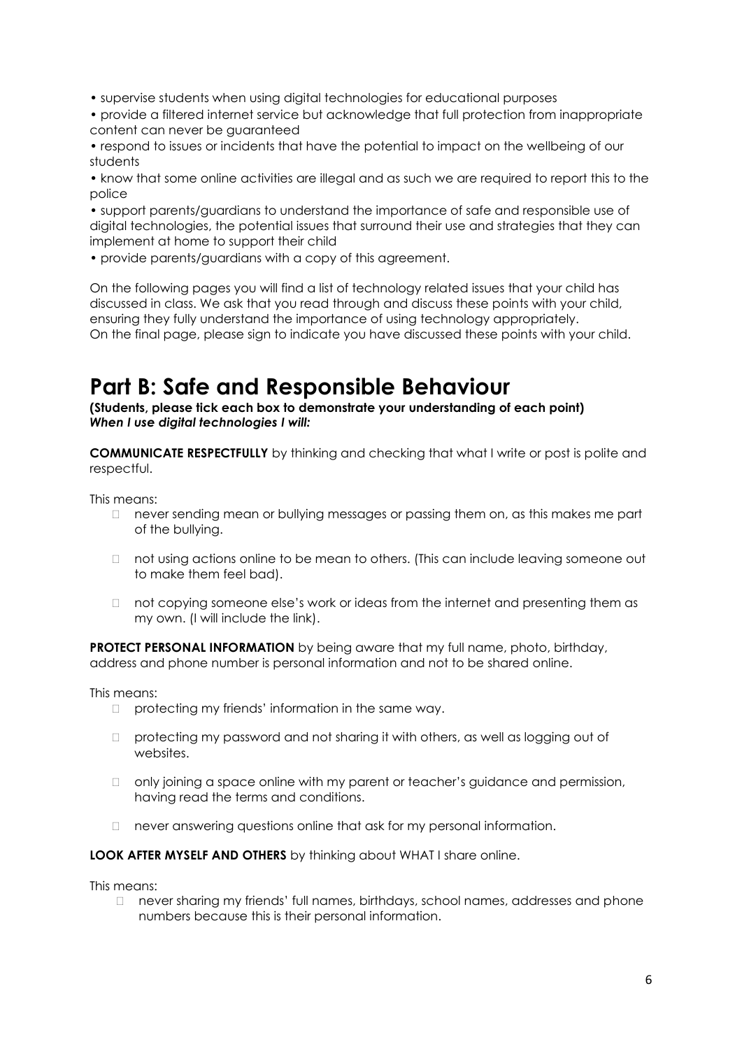- supervise students when using digital technologies for educational purposes
- provide a filtered internet service but acknowledge that full protection from inappropriate content can never be guaranteed
- respond to issues or incidents that have the potential to impact on the wellbeing of our students
- know that some online activities are illegal and as such we are required to report this to the police
- support parents/guardians to understand the importance of safe and responsible use of digital technologies, the potential issues that surround their use and strategies that they can implement at home to support their child
- provide parents/guardians with a copy of this agreement.

On the following pages you will find a list of technology related issues that your child has discussed in class. We ask that you read through and discuss these points with your child, ensuring they fully understand the importance of using technology appropriately.
On the final page, please sign to indicate you have discussed these points with your child.

# Part B: Safe and Responsible Behaviour

**(Students, please tick each box to demonstrate your understanding of each point)**
***When I use digital technologies I will:***

**COMMUNICATE RESPECTFULLY** by thinking and checking that what I write or post is polite and respectful.

This means:

- ☐ never sending mean or bullying messages or passing them on, as this makes me part of the bullying.
- ☐ not using actions online to be mean to others. (This can include leaving someone out to make them feel bad).
- ☐ not copying someone else's work or ideas from the internet and presenting them as my own. (I will include the link).

**PROTECT PERSONAL INFORMATION** by being aware that my full name, photo, birthday, address and phone number is personal information and not to be shared online.

This means:

- ☐ protecting my friends' information in the same way.
- ☐ protecting my password and not sharing it with others, as well as logging out of websites.
- ☐ only joining a space online with my parent or teacher's guidance and permission, having read the terms and conditions.
- ☐ never answering questions online that ask for my personal information.

**LOOK AFTER MYSELF AND OTHERS** by thinking about WHAT I share online.

This means:

- ☐ never sharing my friends' full names, birthdays, school names, addresses and phone numbers because this is their personal information.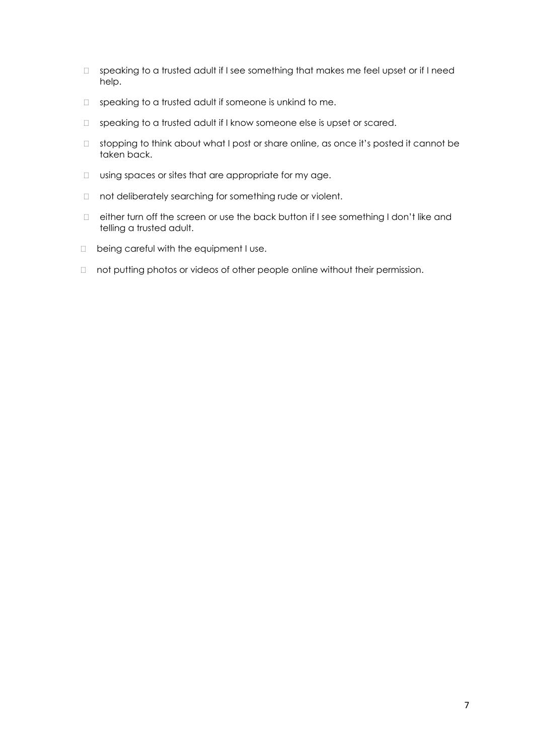- speaking to a trusted adult if I see something that makes me feel upset or if I need help.
- speaking to a trusted adult if someone is unkind to me.
- speaking to a trusted adult if I know someone else is upset or scared.
- stopping to think about what I post or share online, as once it's posted it cannot be taken back.
- using spaces or sites that are appropriate for my age.
- not deliberately searching for something rude or violent.
- either turn off the screen or use the back button if I see something I don't like and telling a trusted adult.
- being careful with the equipment I use.
- not putting photos or videos of other people online without their permission.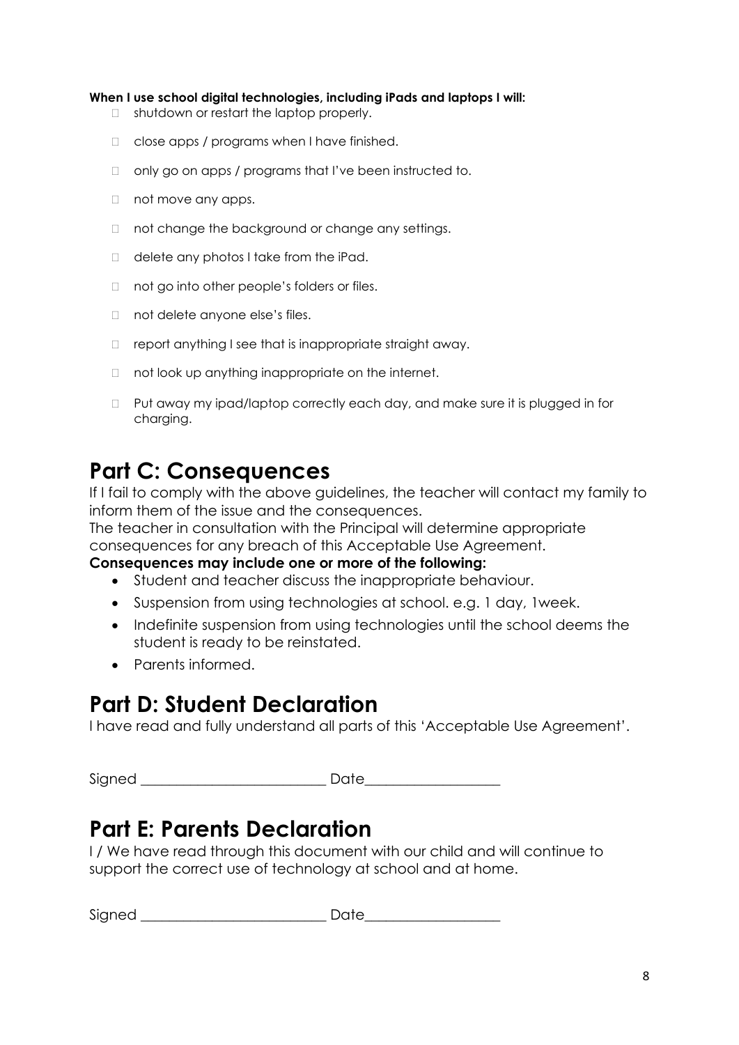**When I use school digital technologies, including iPads and laptops I will:**

- shutdown or restart the laptop properly.
- close apps / programs when I have finished.
- only go on apps / programs that I've been instructed to.
- not move any apps.
- not change the background or change any settings.
- delete any photos I take from the iPad.
- not go into other people's folders or files.
- not delete anyone else's files.
- report anything I see that is inappropriate straight away.
- not look up anything inappropriate on the internet.
- Put away my ipad/laptop correctly each day, and make sure it is plugged in for charging.

# Part C: Consequences

If I fail to comply with the above guidelines, the teacher will contact my family to inform them of the issue and the consequences.
The teacher in consultation with the Principal will determine appropriate consequences for any breach of this Acceptable Use Agreement.

**Consequences may include one or more of the following:**

- Student and teacher discuss the inappropriate behaviour.
- Suspension from using technologies at school. e.g. 1 day, 1week.
- Indefinite suspension from using technologies until the school deems the student is ready to be reinstated.
- Parents informed.

# Part D: Student Declaration

I have read and fully understand all parts of this 'Acceptable Use Agreement'.

Signed _________________________ Date__________________

# Part E: Parents Declaration

I / We have read through this document with our child and will continue to support the correct use of technology at school and at home.

Signed _________________________ Date__________________